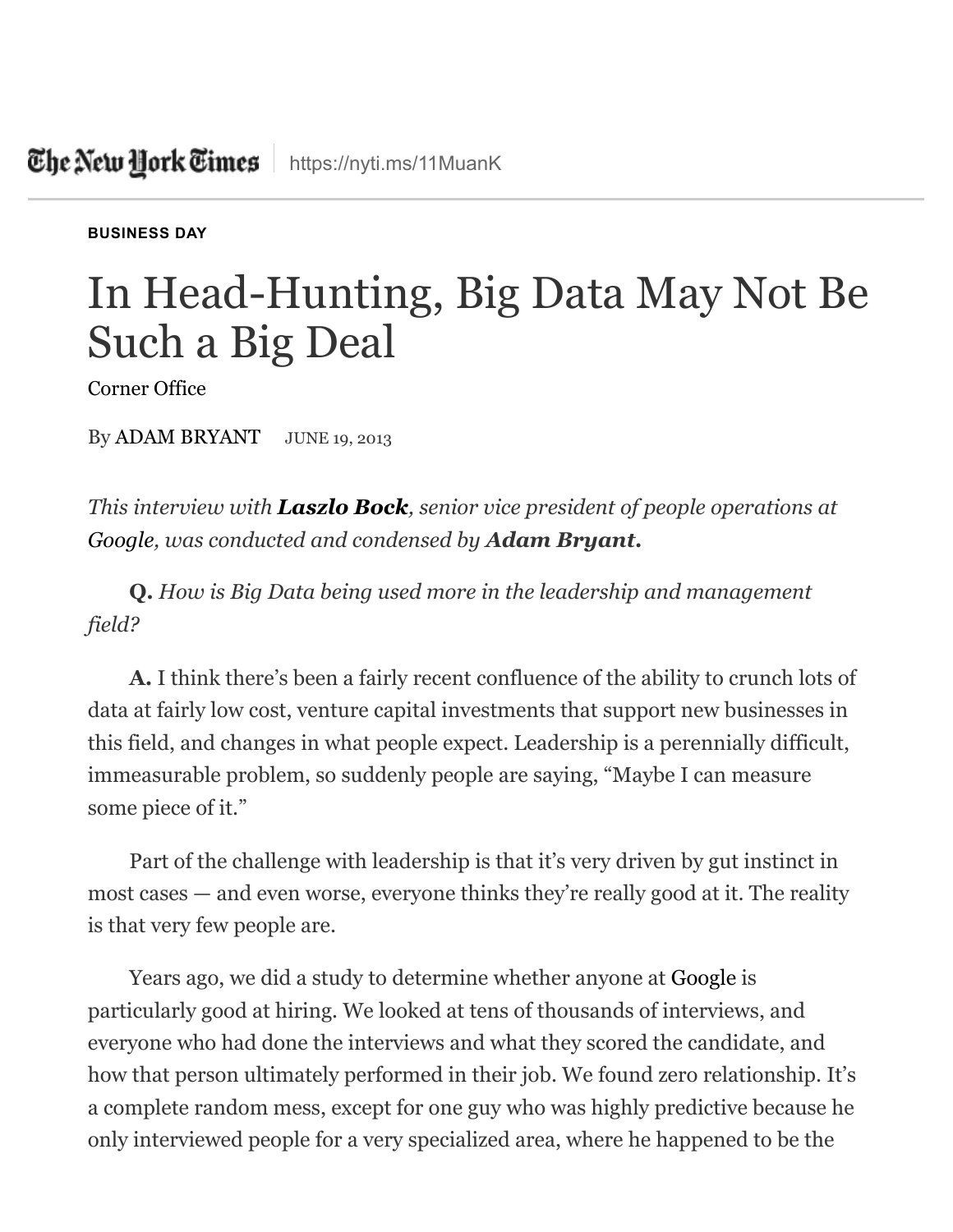The New York Times | https://nyti.ms/11MuanK

BUSINESS DAY

# In Head-Hunting, Big Data May Not Be Such a Big Deal

Corner Office

By ADAM BRYANT JUNE 19, 2013

*This interview with **Laszlo Bock**, senior vice president of people operations at Google, was conducted and condensed by **Adam Bryant**.*

**Q.** *How is Big Data being used more in the leadership and management field?*

**A.** I think there's been a fairly recent confluence of the ability to crunch lots of data at fairly low cost, venture capital investments that support new businesses in this field, and changes in what people expect. Leadership is a perennially difficult, immeasurable problem, so suddenly people are saying, "Maybe I can measure some piece of it."

Part of the challenge with leadership is that it's very driven by gut instinct in most cases — and even worse, everyone thinks they're really good at it. The reality is that very few people are.

Years ago, we did a study to determine whether anyone at Google is particularly good at hiring. We looked at tens of thousands of interviews, and everyone who had done the interviews and what they scored the candidate, and how that person ultimately performed in their job. We found zero relationship. It's a complete random mess, except for one guy who was highly predictive because he only interviewed people for a very specialized area, where he happened to be the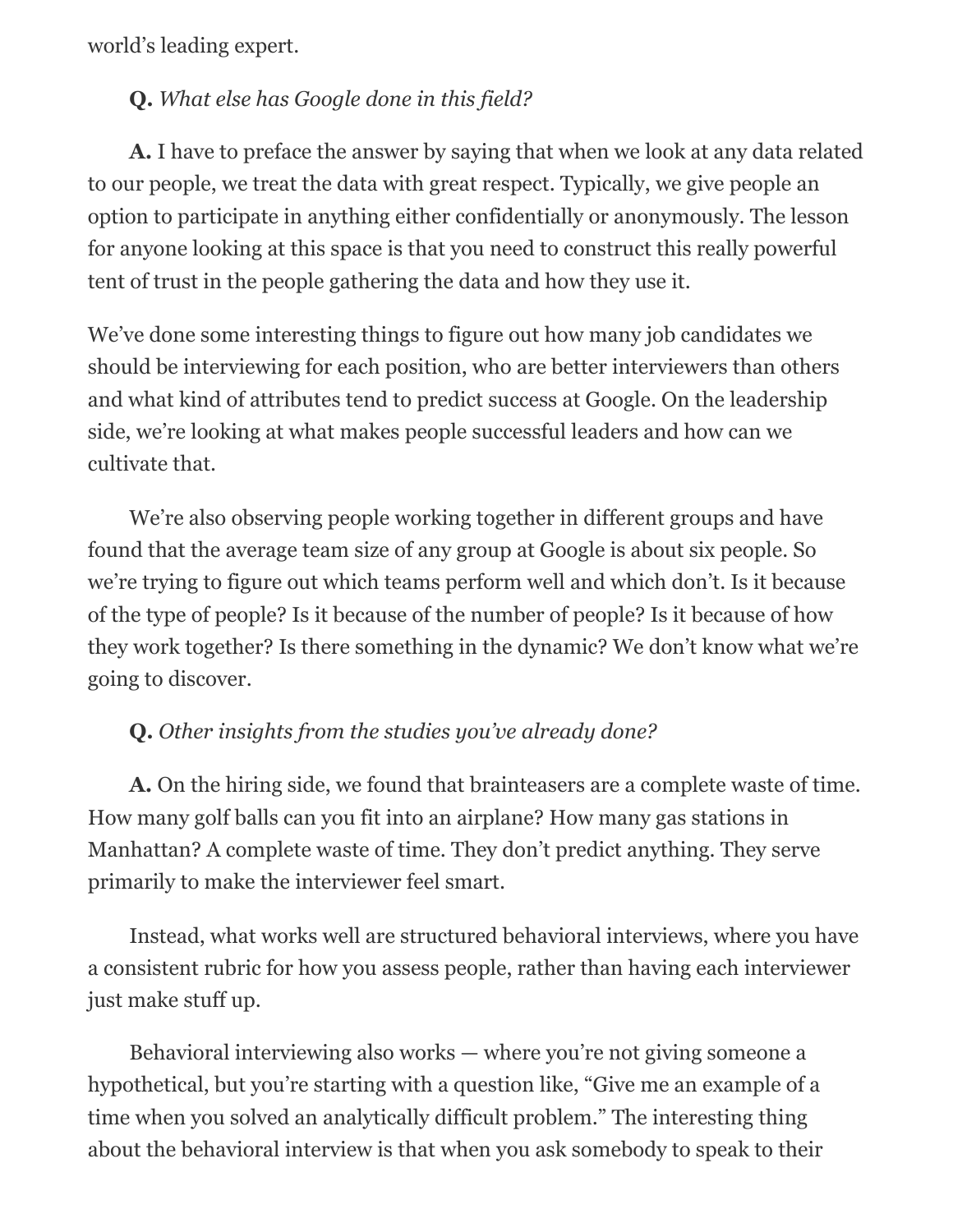world's leading expert.

**Q.** *What else has Google done in this field?*

**A.** I have to preface the answer by saying that when we look at any data related to our people, we treat the data with great respect. Typically, we give people an option to participate in anything either confidentially or anonymously. The lesson for anyone looking at this space is that you need to construct this really powerful tent of trust in the people gathering the data and how they use it.

We've done some interesting things to figure out how many job candidates we should be interviewing for each position, who are better interviewers than others and what kind of attributes tend to predict success at Google. On the leadership side, we're looking at what makes people successful leaders and how can we cultivate that.

We're also observing people working together in different groups and have found that the average team size of any group at Google is about six people. So we're trying to figure out which teams perform well and which don't. Is it because of the type of people? Is it because of the number of people? Is it because of how they work together? Is there something in the dynamic? We don't know what we're going to discover.

**Q.** *Other insights from the studies you've already done?*

**A.** On the hiring side, we found that brainteasers are a complete waste of time. How many golf balls can you fit into an airplane? How many gas stations in Manhattan? A complete waste of time. They don't predict anything. They serve primarily to make the interviewer feel smart.

Instead, what works well are structured behavioral interviews, where you have a consistent rubric for how you assess people, rather than having each interviewer just make stuff up.

Behavioral interviewing also works — where you're not giving someone a hypothetical, but you're starting with a question like, "Give me an example of a time when you solved an analytically difficult problem." The interesting thing about the behavioral interview is that when you ask somebody to speak to their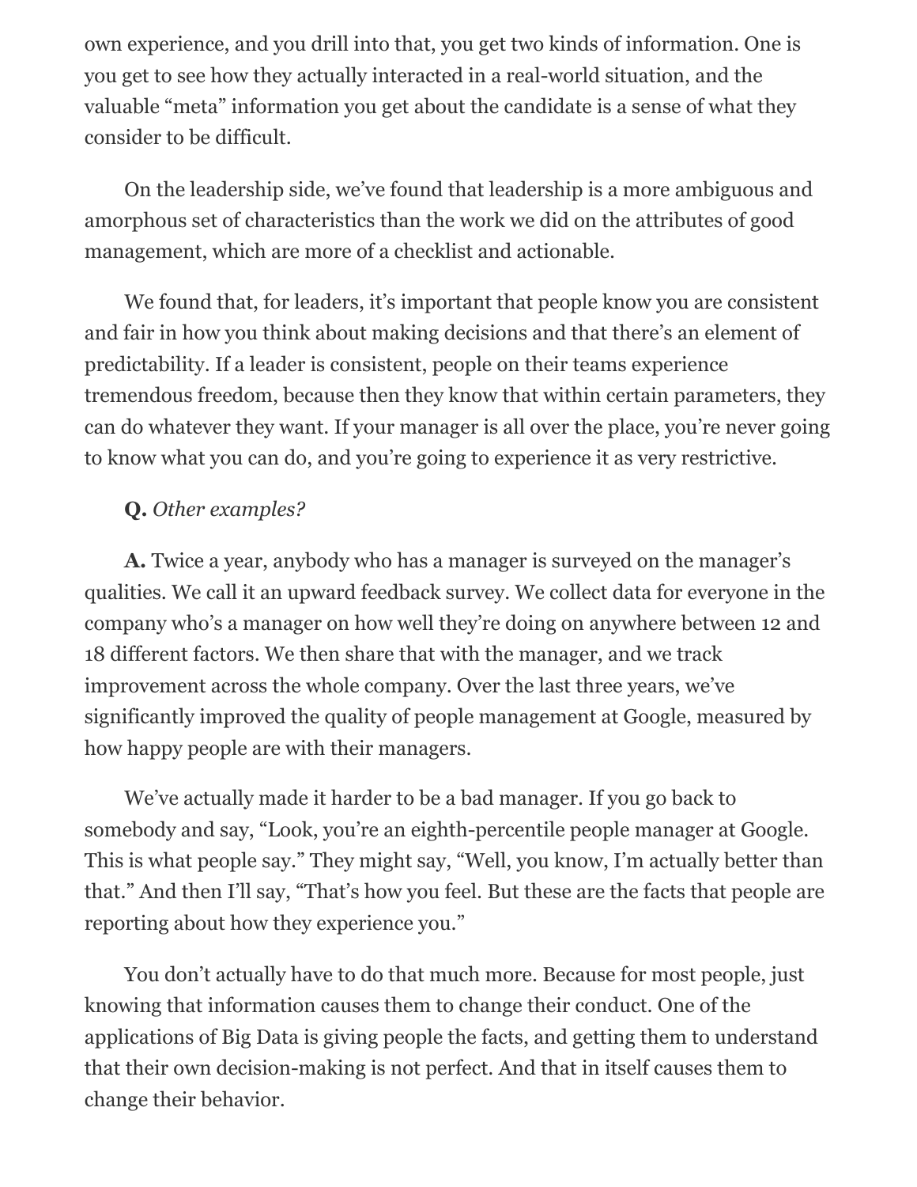own experience, and you drill into that, you get two kinds of information. One is you get to see how they actually interacted in a real-world situation, and the valuable "meta" information you get about the candidate is a sense of what they consider to be difficult.

On the leadership side, we've found that leadership is a more ambiguous and amorphous set of characteristics than the work we did on the attributes of good management, which are more of a checklist and actionable.

We found that, for leaders, it's important that people know you are consistent and fair in how you think about making decisions and that there's an element of predictability. If a leader is consistent, people on their teams experience tremendous freedom, because then they know that within certain parameters, they can do whatever they want. If your manager is all over the place, you're never going to know what you can do, and you're going to experience it as very restrictive.

**Q.** *Other examples?*

**A.** Twice a year, anybody who has a manager is surveyed on the manager's qualities. We call it an upward feedback survey. We collect data for everyone in the company who's a manager on how well they're doing on anywhere between 12 and 18 different factors. We then share that with the manager, and we track improvement across the whole company. Over the last three years, we've significantly improved the quality of people management at Google, measured by how happy people are with their managers.

We've actually made it harder to be a bad manager. If you go back to somebody and say, "Look, you're an eighth-percentile people manager at Google. This is what people say." They might say, "Well, you know, I'm actually better than that." And then I'll say, "That's how you feel. But these are the facts that people are reporting about how they experience you."

You don't actually have to do that much more. Because for most people, just knowing that information causes them to change their conduct. One of the applications of Big Data is giving people the facts, and getting them to understand that their own decision-making is not perfect. And that in itself causes them to change their behavior.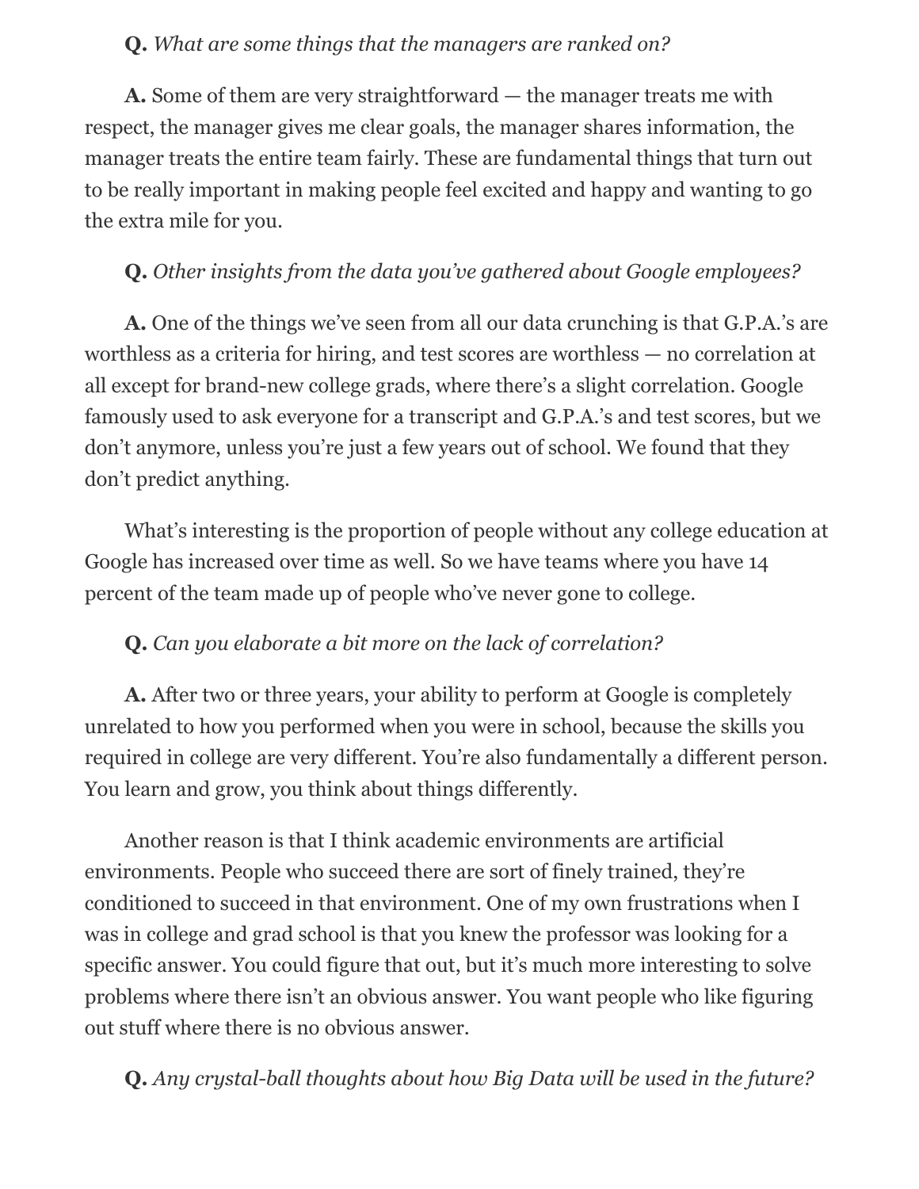**Q.** *What are some things that the managers are ranked on?*

**A.** Some of them are very straightforward — the manager treats me with respect, the manager gives me clear goals, the manager shares information, the manager treats the entire team fairly. These are fundamental things that turn out to be really important in making people feel excited and happy and wanting to go the extra mile for you.

**Q.** *Other insights from the data you've gathered about Google employees?*

**A.** One of the things we've seen from all our data crunching is that G.P.A.'s are worthless as a criteria for hiring, and test scores are worthless — no correlation at all except for brand-new college grads, where there's a slight correlation. Google famously used to ask everyone for a transcript and G.P.A.'s and test scores, but we don't anymore, unless you're just a few years out of school. We found that they don't predict anything.

What's interesting is the proportion of people without any college education at Google has increased over time as well. So we have teams where you have 14 percent of the team made up of people who've never gone to college.

**Q.** *Can you elaborate a bit more on the lack of correlation?*

**A.** After two or three years, your ability to perform at Google is completely unrelated to how you performed when you were in school, because the skills you required in college are very different. You're also fundamentally a different person. You learn and grow, you think about things differently.

Another reason is that I think academic environments are artificial environments. People who succeed there are sort of finely trained, they're conditioned to succeed in that environment. One of my own frustrations when I was in college and grad school is that you knew the professor was looking for a specific answer. You could figure that out, but it's much more interesting to solve problems where there isn't an obvious answer. You want people who like figuring out stuff where there is no obvious answer.

**Q.** *Any crystal-ball thoughts about how Big Data will be used in the future?*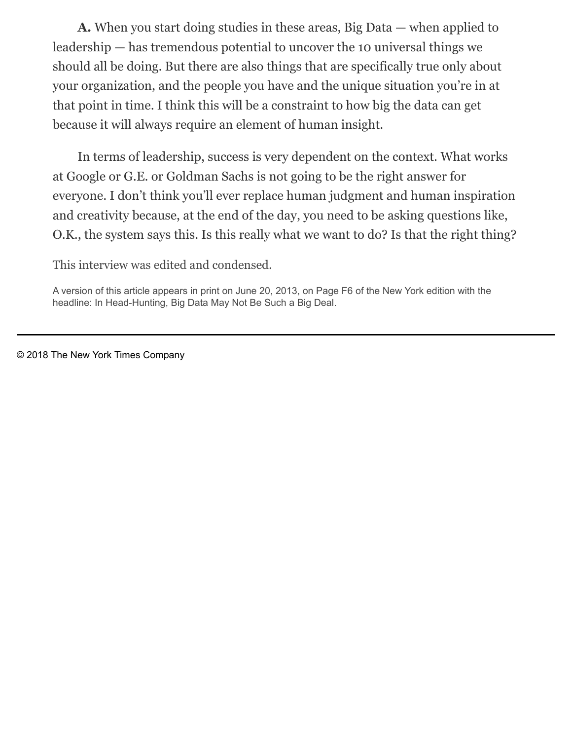**A.** When you start doing studies in these areas, Big Data — when applied to leadership — has tremendous potential to uncover the 10 universal things we should all be doing. But there are also things that are specifically true only about your organization, and the people you have and the unique situation you're in at that point in time. I think this will be a constraint to how big the data can get because it will always require an element of human insight.

In terms of leadership, success is very dependent on the context. What works at Google or G.E. or Goldman Sachs is not going to be the right answer for everyone. I don't think you'll ever replace human judgment and human inspiration and creativity because, at the end of the day, you need to be asking questions like, O.K., the system says this. Is this really what we want to do? Is that the right thing?

This interview was edited and condensed.

A version of this article appears in print on June 20, 2013, on Page F6 of the New York edition with the headline: In Head-Hunting, Big Data May Not Be Such a Big Deal.

© 2018 The New York Times Company